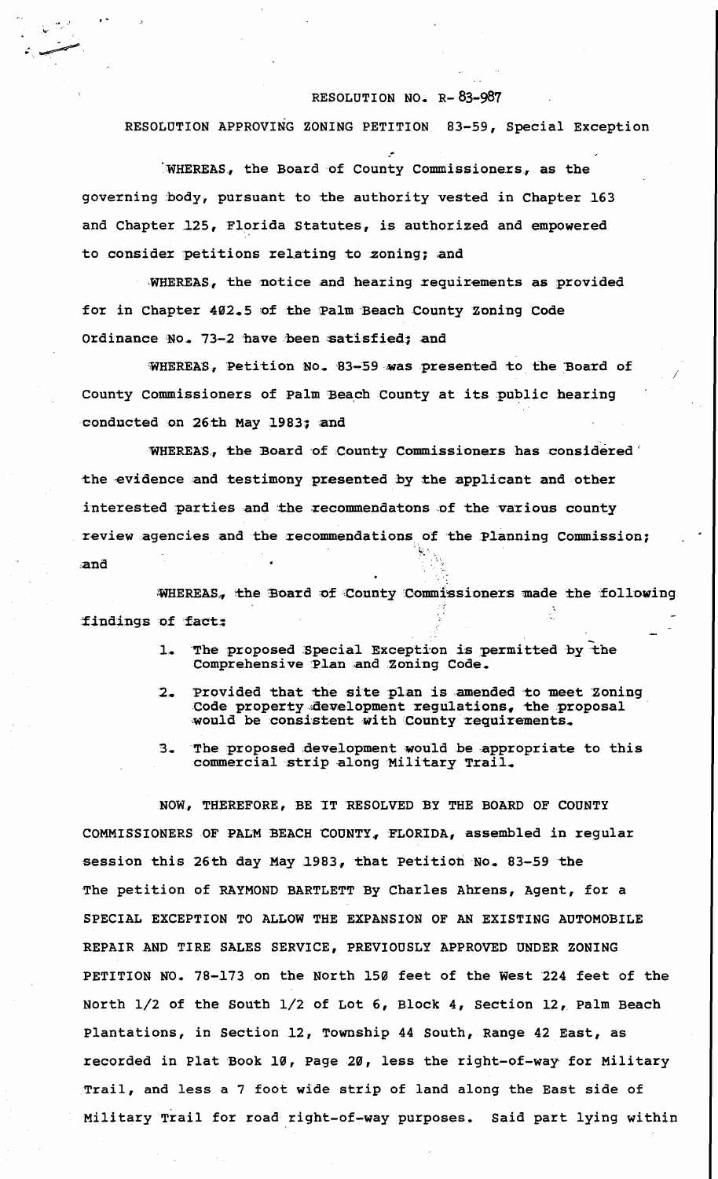RESOLUTION NO. R- 83-987

RESOLUTION APPROVING ZONING PETITION 83-59, Special Exception

WHEREAS, the Board of County Commissioners, as the governing body, pursuant to the authority vested in Chapter 163 and Chapter 125, Florida Statutes, is authorized and empowered to consider petitions relating to zoning; and

WHEREAS, the notice and hearing requirements as provided for in Chapter 402.5 of the Palm Beach County Zoning Code Ordinance No. 73-2 have been satisfied; and

WHEREAS, Petition No. 83-59 was presented to the Board of County Commissioners of Palm Beach County at its public hearing conducted on 26th May 1983; and

WHEREAS, the Board of County Commissioners has considered the evidence and testimony presented by the applicant and other interested parties and the recommendatons of the various county review agencies and the recommendations of the Planning Commission; and

WHEREAS, the Board of County Commissioners made the following findings of fact:

1. The proposed Special Exception is permitted by the Comprehensive Plan and Zoning Code.
2. Provided that the site plan is amended to meet Zoning Code property development regulations, the proposal would be consistent with County requirements.
3. The proposed development would be appropriate to this commercial strip along Military Trail.

NOW, THEREFORE, BE IT RESOLVED BY THE BOARD OF COUNTY COMMISSIONERS OF PALM BEACH COUNTY, FLORIDA, assembled in regular session this 26th day May 1983, that Petition No. 83-59 the The petition of RAYMOND BARTLETT By Charles Ahrens, Agent, for a SPECIAL EXCEPTION TO ALLOW THE EXPANSION OF AN EXISTING AUTOMOBILE REPAIR AND TIRE SALES SERVICE, PREVIOUSLY APPROVED UNDER ZONING PETITION NO. 78-173 on the North 150 feet of the West 224 feet of the North 1/2 of the South 1/2 of Lot 6, Block 4, Section 12, Palm Beach Plantations, in Section 12, Township 44 South, Range 42 East, as recorded in Plat Book 10, Page 20, less the right-of-way for Military Trail, and less a 7 foot wide strip of land along the East side of Military Trail for road right-of-way purposes. Said part lying within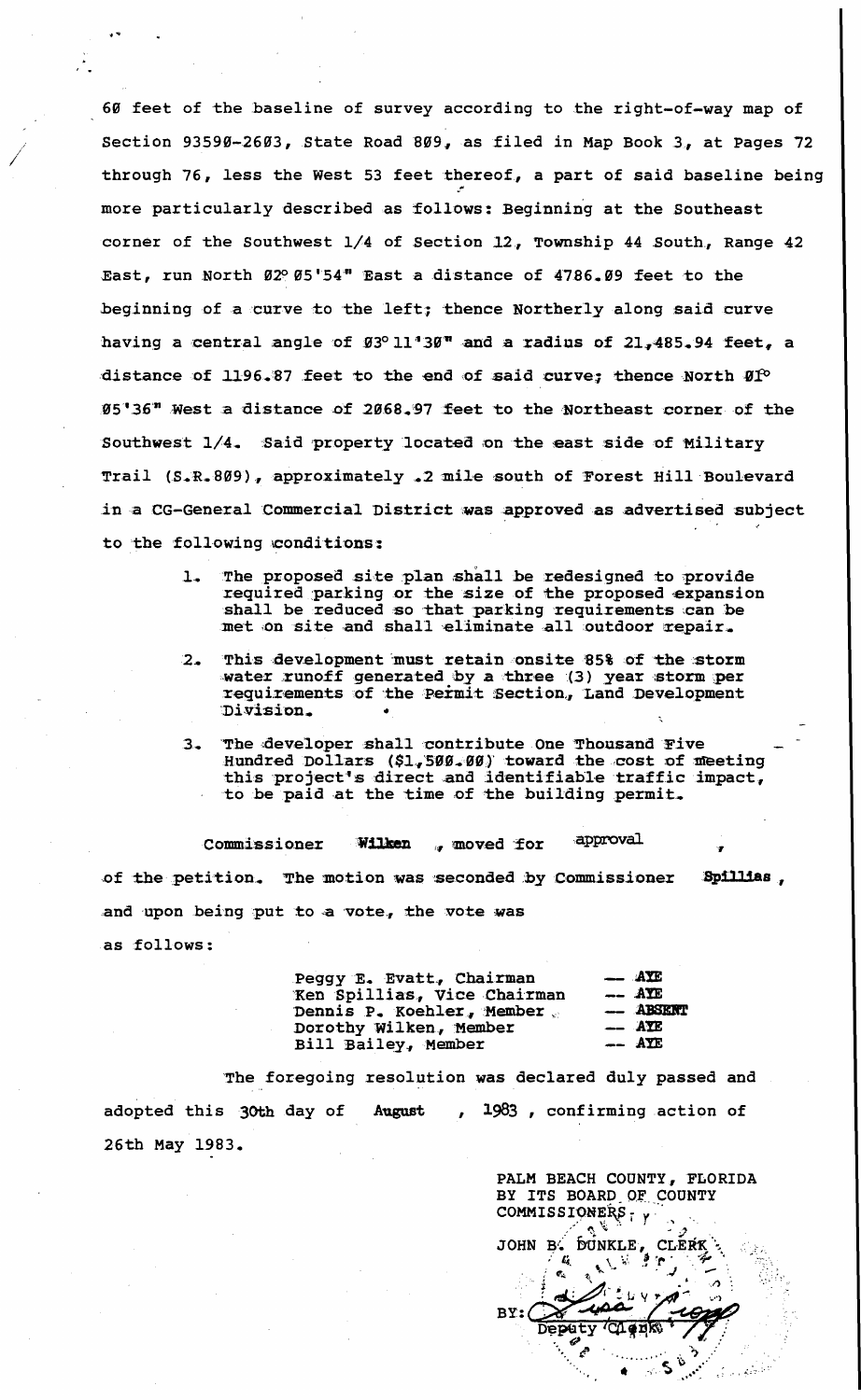60 feet of the baseline of survey according to the right-of-way map of Section 93590-2603, State Road 809, as filed in Map Book 3, at Pages 72 through 76, less the West 53 feet thereof, a part of said baseline being more particularly described as follows: Beginning at the Southeast corner of the Southwest 1/4 of Section 12, Township 44 South, Range 42 East, run North 02° 05'54" East a distance of 4786.09 feet to the beginning of a curve to the left; thence Northerly along said curve having a central angle of 03° 11'30" and a radius of 21,485.94 feet, a distance of 1196.87 feet to the end of said curve; thence North 01° 05'36" West a distance of 2068.97 feet to the Northeast corner of the Southwest 1/4. Said property located on the east side of Military Trail (S.R.809), approximately .2 mile south of Forest Hill Boulevard in a CG-General Commercial District was approved as advertised subject to the following conditions:

1. The proposed site plan shall be redesigned to provide required parking or the size of the proposed expansion shall be reduced so that parking requirements can be met on site and shall eliminate all outdoor repair.

2. This development must retain onsite 85% of the storm water runoff generated by a three (3) year storm per requirements of the Permit Section, Land Development Division.

3. The developer shall contribute One Thousand Five Hundred Dollars ($1,500.00) toward the cost of meeting this project's direct and identifiable traffic impact, to be paid at the time of the building permit.

Commissioner **Wilken**, moved for approval of the petition. The motion was seconded by Commissioner **Spillias**, and upon being put to a vote, the vote was as follows:

| | |
|---|---|
| Peggy E. Evatt, Chairman | — AYE |
| Ken Spillias, Vice Chairman | — AYE |
| Dennis P. Koehler, Member | — ABSENT |
| Dorothy Wilken, Member | — AYE |
| Bill Bailey, Member | — AYE |

The foregoing resolution was declared duly passed and adopted this 30th day of August, 1983, confirming action of 26th May 1983.

PALM BEACH COUNTY, FLORIDA
BY ITS BOARD OF COUNTY COMMISSIONERS

JOHN B. DUNKLE, CLERK

BY: Deputy Clerk